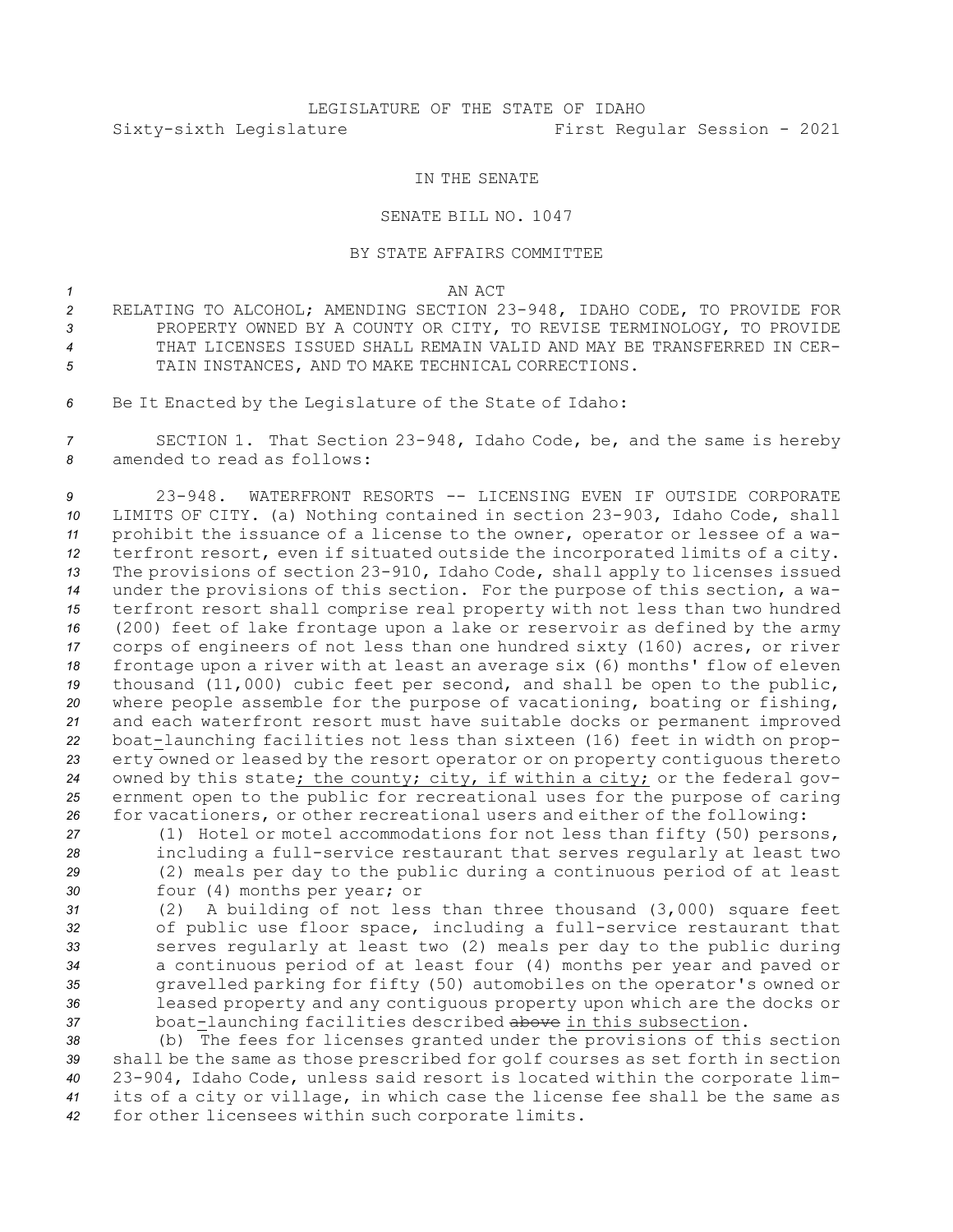LEGISLATURE OF THE STATE OF IDAHO
Sixty-sixth Legislature First Regular Session - 2021

IN THE SENATE

SENATE BILL NO. 1047

BY STATE AFFAIRS COMMITTEE

AN ACT

RELATING TO ALCOHOL; AMENDING SECTION 23-948, IDAHO CODE, TO PROVIDE FOR PROPERTY OWNED BY A COUNTY OR CITY, TO REVISE TERMINOLOGY, TO PROVIDE THAT LICENSES ISSUED SHALL REMAIN VALID AND MAY BE TRANSFERRED IN CERTAIN INSTANCES, AND TO MAKE TECHNICAL CORRECTIONS.

Be It Enacted by the Legislature of the State of Idaho:

SECTION 1. That Section 23-948, Idaho Code, be, and the same is hereby amended to read as follows:

23-948. WATERFRONT RESORTS -- LICENSING EVEN IF OUTSIDE CORPORATE LIMITS OF CITY. (a) Nothing contained in section 23-903, Idaho Code, shall prohibit the issuance of a license to the owner, operator or lessee of a waterfront resort, even if situated outside the incorporated limits of a city. The provisions of section 23-910, Idaho Code, shall apply to licenses issued under the provisions of this section. For the purpose of this section, a waterfront resort shall comprise real property with not less than two hundred (200) feet of lake frontage upon a lake or reservoir as defined by the army corps of engineers of not less than one hundred sixty (160) acres, or river frontage upon a river with at least an average six (6) months' flow of eleven thousand (11,000) cubic feet per second, and shall be open to the public, where people assemble for the purpose of vacationing, boating or fishing, and each waterfront resort must have suitable docks or permanent improved boat-launching facilities not less than sixteen (16) feet in width on property owned or leased by the resort operator or on property contiguous thereto owned by this state; the county; city, if within a city; or the federal government open to the public for recreational uses for the purpose of caring for vacationers, or other recreational users and either of the following:

(1) Hotel or motel accommodations for not less than fifty (50) persons, including a full-service restaurant that serves regularly at least two (2) meals per day to the public during a continuous period of at least four (4) months per year; or

(2) A building of not less than three thousand (3,000) square feet of public use floor space, including a full-service restaurant that serves regularly at least two (2) meals per day to the public during a continuous period of at least four (4) months per year and paved or gravelled parking for fifty (50) automobiles on the operator's owned or leased property and any contiguous property upon which are the docks or boat-launching facilities described ~~above~~ in this subsection.

(b) The fees for licenses granted under the provisions of this section shall be the same as those prescribed for golf courses as set forth in section 23-904, Idaho Code, unless said resort is located within the corporate limits of a city or village, in which case the license fee shall be the same as for other licensees within such corporate limits.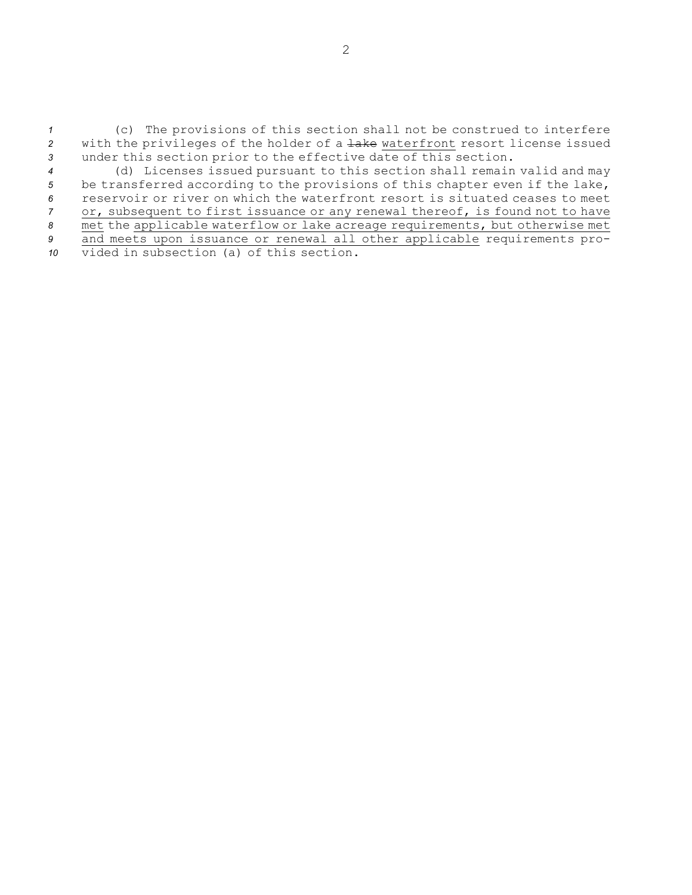(c) The provisions of this section shall not be construed to interfere with the privileges of the holder of a ~~lake~~ waterfront resort license issued under this section prior to the effective date of this section.

(d) Licenses issued pursuant to this section shall remain valid and may be transferred according to the provisions of this chapter even if the lake, reservoir or river on which the waterfront resort is situated ceases to meet or, subsequent to first issuance or any renewal thereof, is found not to have met the applicable waterflow or lake acreage requirements, but otherwise met and meets upon issuance or renewal all other applicable requirements provided in subsection (a) of this section.